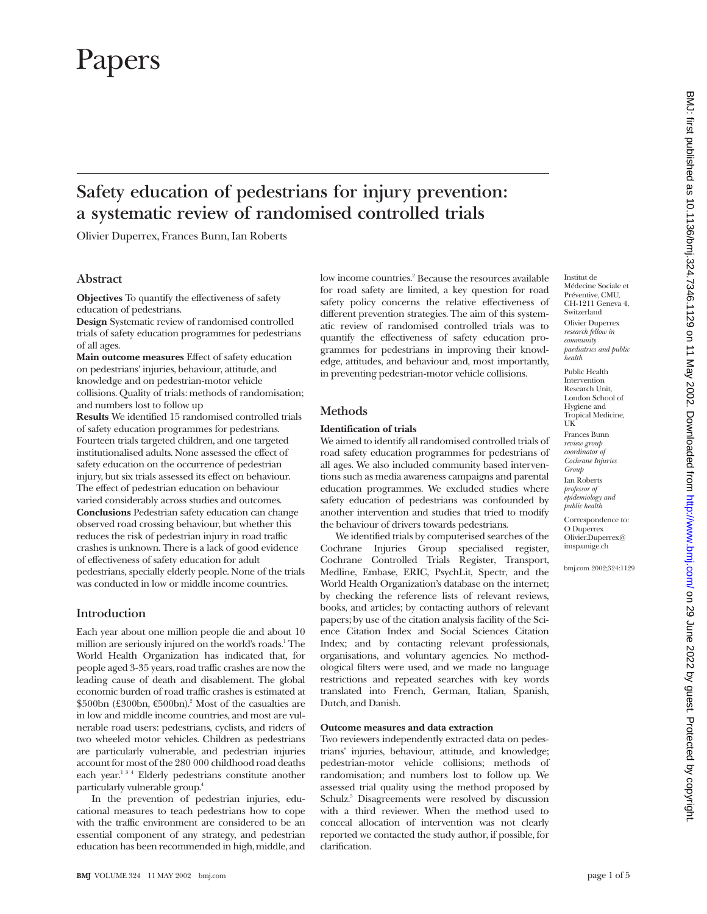# Papers

## Safety education of pedestrians for injury prevention: a systematic review of randomised controlled trials

Olivier Duperrex, Frances Bunn, Ian Roberts

Institut de Médecine Sociale et Préventive, CMU, CH-1211 Geneva 4, Switzerland
Olivier Duperrex *research fellow in community paediatrics and public health*

Public Health Intervention Research Unit, London School of Hygiene and Tropical Medicine, UK
Frances Bunn *review group coordinator of Cochrane Injuries Group*
Ian Roberts *professor of epidemiology and public health*

Correspondence to: O Duperrex Olivier.Duperrex@imsp.unige.ch

bmj.com 2002;324:1129

### Abstract

**Objectives** To quantify the effectiveness of safety education of pedestrians.

**Design** Systematic review of randomised controlled trials of safety education programmes for pedestrians of all ages.

**Main outcome measures** Effect of safety education on pedestrians' injuries, behaviour, attitude, and knowledge and on pedestrian-motor vehicle collisions. Quality of trials: methods of randomisation; and numbers lost to follow up

**Results** We identified 15 randomised controlled trials of safety education programmes for pedestrians. Fourteen trials targeted children, and one targeted institutionalised adults. None assessed the effect of safety education on the occurrence of pedestrian injury, but six trials assessed its effect on behaviour. The effect of pedestrian education on behaviour varied considerably across studies and outcomes.

**Conclusions** Pedestrian safety education can change observed road crossing behaviour, but whether this reduces the risk of pedestrian injury in road traffic crashes is unknown. There is a lack of good evidence of effectiveness of safety education for adult pedestrians, specially elderly people. None of the trials was conducted in low or middle income countries.

### Introduction

Each year about one million people die and about 10 million are seriously injured on the world's roads.[1] The World Health Organization has indicated that, for people aged 3-35 years, road traffic crashes are now the leading cause of death and disablement. The global economic burden of road traffic crashes is estimated at \$500bn (£300bn, €500bn).[2] Most of the casualties are in low and middle income countries, and most are vulnerable road users: pedestrians, cyclists, and riders of two wheeled motor vehicles. Children as pedestrians are particularly vulnerable, and pedestrian injuries account for most of the 280 000 childhood road deaths each year.[1 3 4] Elderly pedestrians constitute another particularly vulnerable group.[4]

In the prevention of pedestrian injuries, educational measures to teach pedestrians how to cope with the traffic environment are considered to be an essential component of any strategy, and pedestrian education has been recommended in high, middle, and low income countries.[2] Because the resources available for road safety are limited, a key question for road safety policy concerns the relative effectiveness of different prevention strategies. The aim of this systematic review of randomised controlled trials was to quantify the effectiveness of safety education programmes for pedestrians in improving their knowledge, attitudes, and behaviour and, most importantly, in preventing pedestrian-motor vehicle collisions.

### Methods

#### Identification of trials

We aimed to identify all randomised controlled trials of road safety education programmes for pedestrians of all ages. We also included community based interventions such as media awareness campaigns and parental education programmes. We excluded studies where safety education of pedestrians was confounded by another intervention and studies that tried to modify the behaviour of drivers towards pedestrians.

We identified trials by computerised searches of the Cochrane Injuries Group specialised register, Cochrane Controlled Trials Register, Transport, Medline, Embase, ERIC, PsychLit, Spectr, and the World Health Organization's database on the internet; by checking the reference lists of relevant reviews, books, and articles; by contacting authors of relevant papers; by use of the citation analysis facility of the Science Citation Index and Social Sciences Citation Index; and by contacting relevant professionals, organisations, and voluntary agencies. No methodological filters were used, and we made no language restrictions and repeated searches with key words translated into French, German, Italian, Spanish, Dutch, and Danish.

#### Outcome measures and data extraction

Two reviewers independently extracted data on pedestrians' injuries, behaviour, attitude, and knowledge; pedestrian-motor vehicle collisions; methods of randomisation; and numbers lost to follow up. We assessed trial quality using the method proposed by Schulz.[5] Disagreements were resolved by discussion with a third reviewer. When the method used to conceal allocation of intervention was not clearly reported we contacted the study author, if possible, for clarification.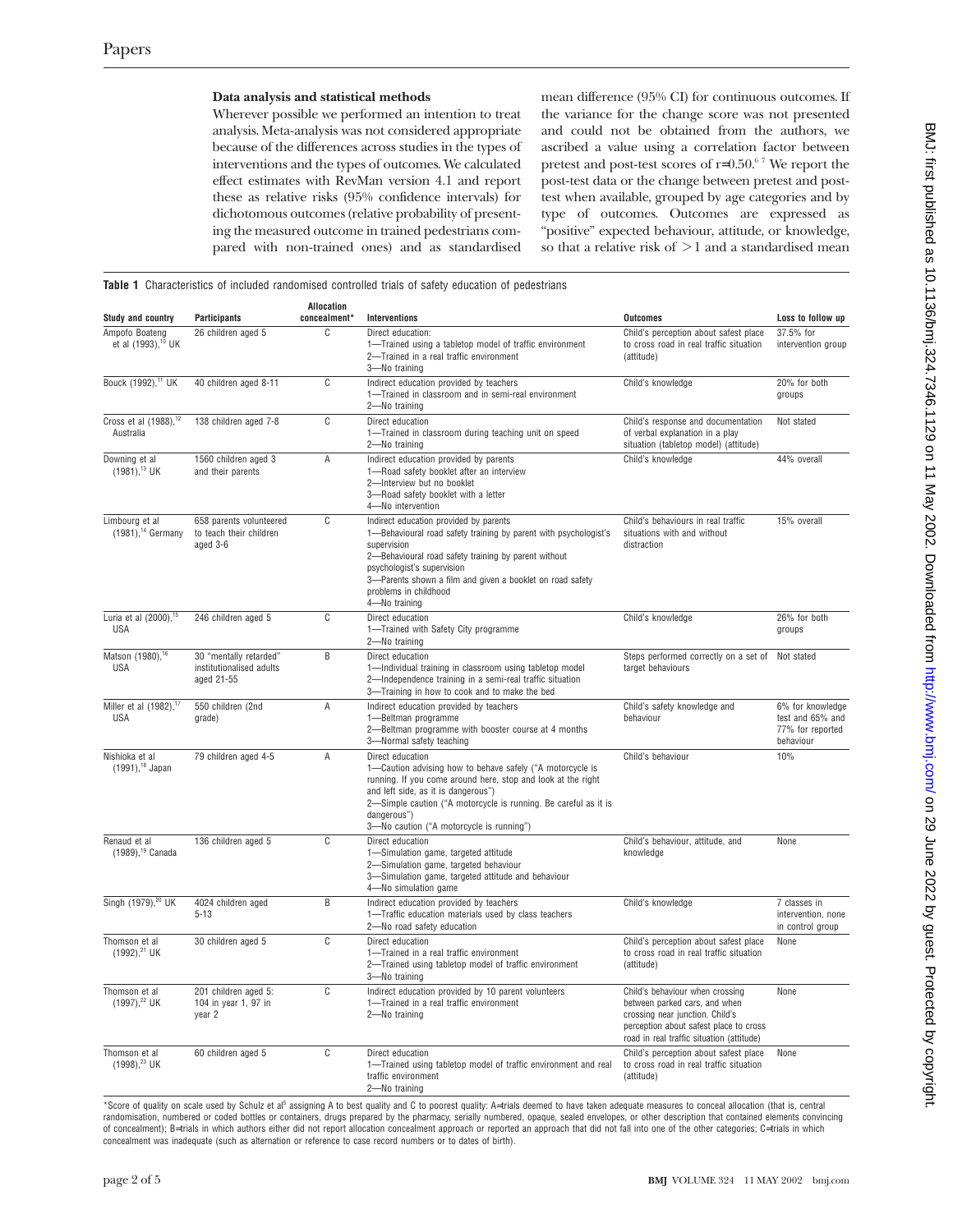### Data analysis and statistical methods

Wherever possible we performed an intention to treat analysis. Meta-analysis was not considered appropriate because of the differences across studies in the types of interventions and the types of outcomes. We calculated effect estimates with RevMan version 4.1 and report these as relative risks (95% confidence intervals) for dichotomous outcomes (relative probability of presenting the measured outcome in trained pedestrians compared with non-trained ones) and as standardised mean difference (95% CI) for continuous outcomes. If the variance for the change score was not presented and could not be obtained from the authors, we ascribed a value using a correlation factor between pretest and post-test scores of r=0.50.[6 7] We report the post-test data or the change between pretest and post-test when available, grouped by age categories and by type of outcomes. Outcomes are expressed as "positive" expected behaviour, attitude, or knowledge, so that a relative risk of >1 and a standardised mean

**Table 1** Characteristics of included randomised controlled trials of safety education of pedestrians

| Study and country | Participants | Allocation concealment* | Interventions | Outcomes | Loss to follow up |
|---|---|---|---|---|---|
| Ampofo Boateng et al (1993),[10] UK | 26 children aged 5 | C | Direct education: 1—Trained using a tabletop model of traffic environment 2—Trained in a real traffic environment 3—No training | Child's perception about safest place to cross road in real traffic situation (attitude) | 37.5% for intervention group |
| Bouck (1992),[11] UK | 40 children aged 8-11 | C | Indirect education provided by teachers 1—Trained in classroom and in semi-real environment 2—No training | Child's knowledge | 20% for both groups |
| Cross et al (1988),[12] Australia | 138 children aged 7-8 | C | Direct education 1—Trained in classroom during teaching unit on speed 2—No training | Child's response and documentation of verbal explanation in a play situation (tabletop model) (attitude) | Not stated |
| Downing et al (1981),[13] UK | 1560 children aged 3 and their parents | A | Indirect education provided by parents 1—Road safety booklet after an interview 2—Interview but no booklet 3—Road safety booklet with a letter 4—No intervention | Child's knowledge | 44% overall |
| Limbourg et al (1981),[14] Germany | 658 parents volunteered to teach their children aged 3-6 | C | Indirect education provided by parents 1—Behavioural road safety training by parent with psychologist's supervision 2—Behavioural road safety training by parent without psychologist's supervision 3—Parents shown a film and given a booklet on road safety problems in childhood 4—No training | Child's behaviours in real traffic situations with and without distraction | 15% overall |
| Luria et al (2000),[15] USA | 246 children aged 5 | C | Direct education 1—Trained with Safety City programme 2—No training | Child's knowledge | 26% for both groups |
| Matson (1980),[16] USA | 30 "mentally retarded" institutionalised adults aged 21-55 | B | Direct education 1—Individual training in classroom using tabletop model 2—Independence training in a semi-real traffic situation 3—Training in how to cook and to make the bed | Steps performed correctly on a set of target behaviours | Not stated |
| Miller et al (1982),[17] USA | 550 children (2nd grade) | A | Indirect education provided by teachers 1—Beltman programme 2—Beltman programme with booster course at 4 months 3—Normal safety teaching | Child's safety knowledge and behaviour | 6% for knowledge test and 65% and 77% for reported behaviour |
| Nishioka et al (1991),[18] Japan | 79 children aged 4-5 | A | Direct education 1—Caution advising how to behave safely ("A motorcycle is running. If you come around here, stop and look at the right and left side, as it is dangerous") 2—Simple caution ("A motorcycle is running. Be careful as it is dangerous") 3—No caution ("A motorcycle is running") | Child's behaviour | 10% |
| Renaud et al (1989),[19] Canada | 136 children aged 5 | C | Direct education 1—Simulation game, targeted attitude 2—Simulation game, targeted behaviour 3—Simulation game, targeted attitude and behaviour 4—No simulation game | Child's behaviour, attitude, and knowledge | None |
| Singh (1979),[20] UK | 4024 children aged 5-13 | B | Indirect education provided by teachers 1—Traffic education materials used by class teachers 2—No road safety education | Child's knowledge | 7 classes in intervention, none in control group |
| Thomson et al (1992),[21] UK | 30 children aged 5 | C | Direct education 1—Trained in a real traffic environment 2—Trained using tabletop model of traffic environment 3—No training | Child's perception about safest place to cross road in real traffic situation (attitude) | None |
| Thomson et al (1997),[22] UK | 201 children aged 5: 104 in year 1, 97 in year 2 | C | Indirect education provided by 10 parent volunteers 1—Trained in a real traffic environment 2—No training | Child's behaviour when crossing between parked cars, and when crossing near junction. Child's perception about safest place to cross road in real traffic situation (attitude) | None |
| Thomson et al (1998),[23] UK | 60 children aged 5 | C | Direct education 1—Trained using tabletop model of traffic environment and real traffic environment 2—No training | Child's perception about safest place to cross road in real traffic situation (attitude) | None |

*Score of quality on scale used by Schulz et al[5] assigning A to best quality and C to poorest quality: A=trials deemed to have taken adequate measures to conceal allocation (that is, central randomisation, numbered or coded bottles or containers, drugs prepared by the pharmacy, serially numbered, opaque, sealed envelopes, or other description that contained elements convincing of concealment); B=trials in which authors either did not report allocation concealment approach or reported an approach that did not fall into one of the other categories; C=trials in which concealment was inadequate (such as alternation or reference to case record numbers or to dates of birth).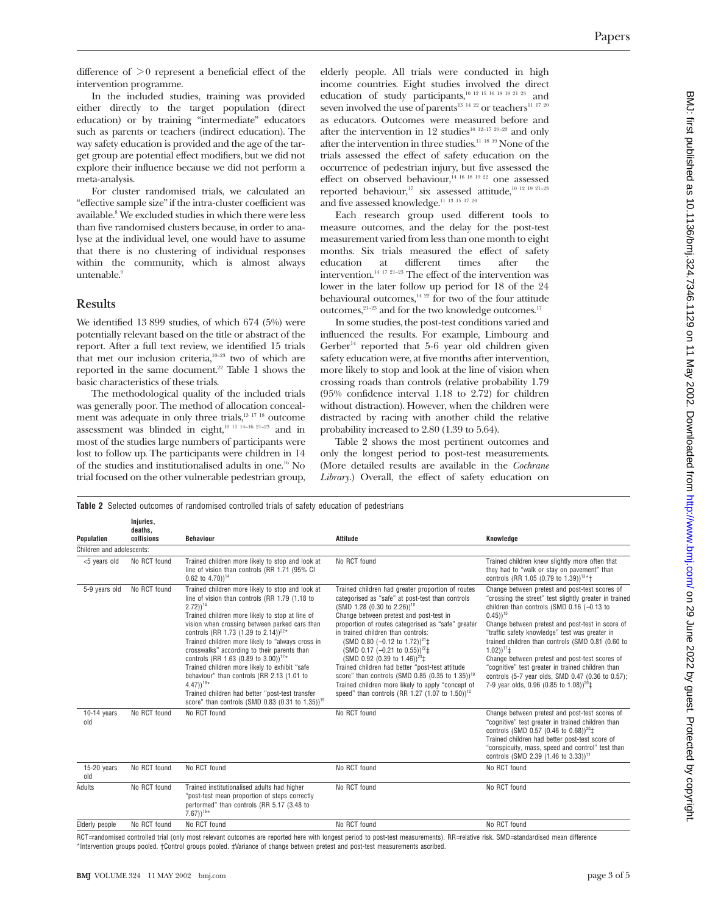difference of >0 represent a beneficial effect of the intervention programme.

In the included studies, training was provided either directly to the target population (direct education) or by training "intermediate" educators such as parents or teachers (indirect education). The way safety education is provided and the age of the target group are potential effect modifiers, but we did not explore their influence because we did not perform a meta-analysis.

For cluster randomised trials, we calculated an "effective sample size" if the intra-cluster coefficient was available.[8] We excluded studies in which there were less than five randomised clusters because, in order to analyse at the individual level, one would have to assume that there is no clustering of individual responses within the community, which is almost always untenable.[9]

## Results

We identified 13 899 studies, of which 674 (5%) were potentially relevant based on the title or abstract of the report. After a full text review, we identified 15 trials that met our inclusion criteria,[10–23] two of which are reported in the same document.[22] Table 1 shows the basic characteristics of these trials.

The methodological quality of the included trials was generally poor. The method of allocation concealment was adequate in only three trials,[13 17 18] outcome assessment was blinded in eight,[10 11 14–16 21–23] and in most of the studies large numbers of participants were lost to follow up. The participants were children in 14 of the studies and institutionalised adults in one.[16] No trial focused on the other vulnerable pedestrian group, elderly people. All trials were conducted in high income countries. Eight studies involved the direct education of study participants,[10 12 15 16 18 19 21 23] and seven involved the use of parents[13 14 22] or teachers[11 17 20] as educators. Outcomes were measured before and after the intervention in 12 studies[10 12–17 20–23] and only after the intervention in three studies.[11 18 19] None of the trials assessed the effect of safety education on the occurrence of pedestrian injury, but five assessed the effect on observed behaviour,[14 16 18 19 22] one assessed reported behaviour,[17] six assessed attitude,[10 12 19 21–23] and five assessed knowledge.[11 13 15 17 20]

Each research group used different tools to measure outcomes, and the delay for the post-test measurement varied from less than one month to eight months. Six trials measured the effect of safety education at different times after the intervention.[14 17 21–23] The effect of the intervention was lower in the later follow up period for 18 of the 24 behavioural outcomes,[14 22] for two of the four attitude outcomes,[21–23] and for the two knowledge outcomes.[17]

In some studies, the post-test conditions varied and influenced the results. For example, Limbourg and Gerber[14] reported that 5-6 year old children given safety education were, at five months after intervention, more likely to stop and look at the line of vision when crossing roads than controls (relative probability 1.79 (95% confidence interval 1.18 to 2.72) for children without distraction). However, when the children were distracted by racing with another child the relative probability increased to 2.80 (1.39 to 5.64).

Table 2 shows the most pertinent outcomes and only the longest period to post-test measurements. (More detailed results are available in the *Cochrane Library*.) Overall, the effect of safety education on

**Table 2** Selected outcomes of randomised controlled trials of safety education of pedestrians

| Population | Injuries, deaths, collisions | Behaviour | Attitude | Knowledge |
|---|---|---|---|---|
| Children and adolescents: | | | | |
| <5 years old | No RCT found | Trained children more likely to stop and look at line of vision than controls (RR 1.71 (95% CI 0.62 to 4.70))[14] | No RCT found | Trained children knew slightly more often that they had to "walk or stay on pavement" than controls (RR 1.05 (0.79 to 1.39))[13]*† |
| 5-9 years old | No RCT found | Trained children more likely to stop and look at line of vision than controls (RR 1.79 (1.18 to 2.72))[14] Trained children more likely to stop at line of vision when crossing between parked cars than controls (RR 1.73 (1.39 to 2.14))[22]* Trained children more likely to "always cross in crosswalks" according to their parents than controls (RR 1.63 (0.89 to 3.00))[17]* Trained children more likely to exhibit "safe behaviour" than controls (RR 2.13 (1.01 to 4.47))[18]* Trained children had better "post-test transfer score" than controls (SMD 0.83 (0.31 to 1.35))[19] | Trained children had greater proportion of routes categorised as "safe" at post-test than controls (SMD 1.28 (0.30 to 2.26))[10] Change between pretest and post-test in proportion of routes categorised as "safe" greater in trained children than controls: (SMD 0.80 (−0.12 to 1.72))[21]‡ (SMD 0.17 (−0.21 to 0.55))[22]‡ (SMD 0.92 (0.39 to 1.46))[23]‡ Trained children had better "post-test attitude score" than controls (SMD 0.85 (0.35 to 1.35))[19] Trained children more likely to apply "concept of speed" than controls (RR 1.27 (1.07 to 1.50))[12] | Change between pretest and post-test scores of "crossing the street" test slightly greater in trained children than controls (SMD 0.16 (−0.13 to 0.45))[15] Change between pretest and post-test in score of "traffic safety knowledge" test was greater in trained children than controls (SMD 0.81 (0.60 to 1.02))[17]‡ Change between pretest and post-test scores of "cognitive" test greater in trained children than controls (5-7 year olds, SMD 0.47 (0.36 to 0.57); 7-9 year olds, 0.96 (0.85 to 1.08))[20]‡ |
| 10-14 years old | No RCT found | No RCT found | No RCT found | Change between pretest and post-test scores of "cognitive" test greater in trained children than controls (SMD 0.57 (0.46 to 0.68))[20]‡ Trained children had better post-test score of "conspicuity, mass, speed and control" test than controls (SMD 2.39 (1.46 to 3.33))[11] |
| 15-20 years old | No RCT found | No RCT found | No RCT found | No RCT found |
| Adults | No RCT found | Trained institutionalised adults had higher "post-test mean proportion of steps correctly performed" than controls (RR 5.17 (3.48 to 7.67))[16]* | No RCT found | No RCT found |
| Elderly people | No RCT found | No RCT found | No RCT found | No RCT found |

RCT=randomised controlled trial (only most relevant outcomes are reported here with longest period to post-test measurements). RR=relative risk. SMD=standardised mean difference
*Intervention groups pooled. †Control groups pooled. ‡Variance of change between pretest and post-test measurements ascribed.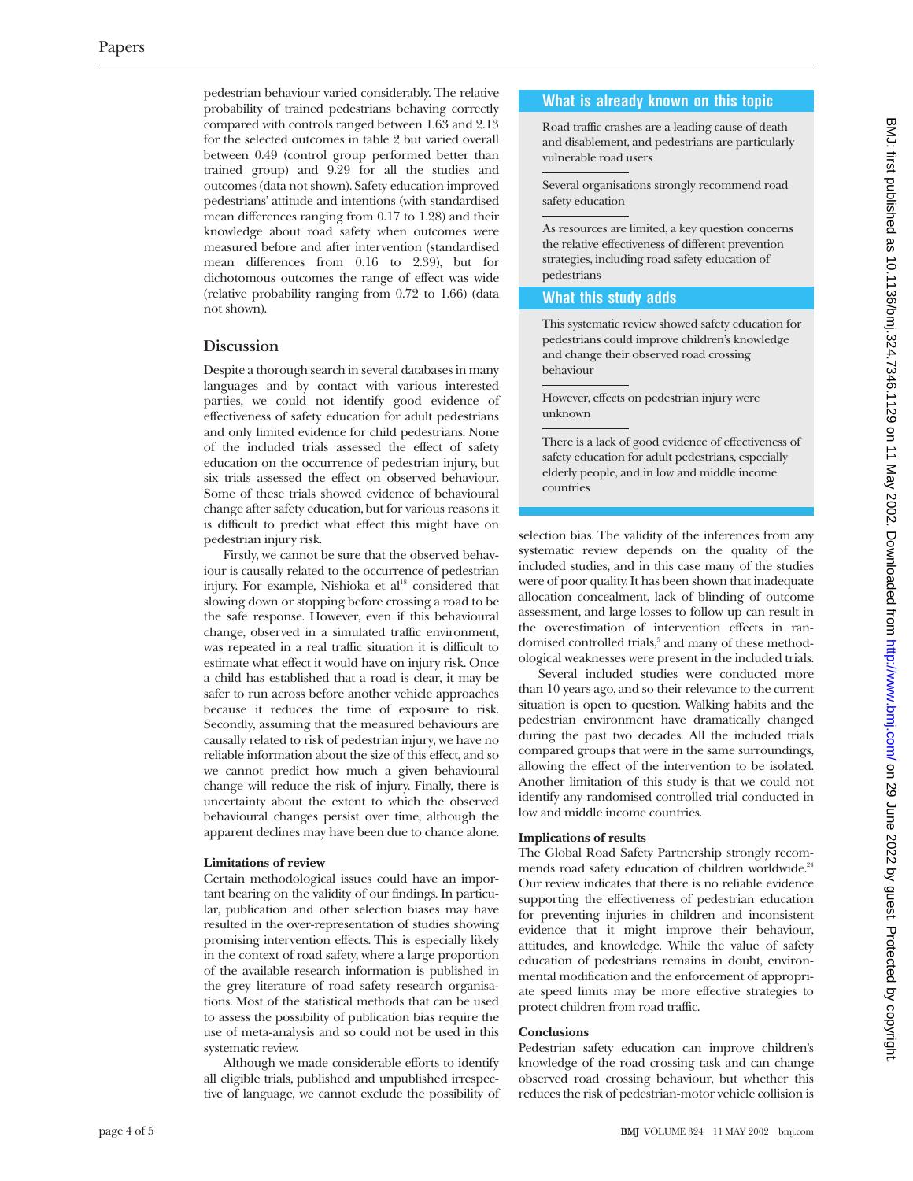pedestrian behaviour varied considerably. The relative probability of trained pedestrians behaving correctly compared with controls ranged between 1.63 and 2.13 for the selected outcomes in table 2 but varied overall between 0.49 (control group performed better than trained group) and 9.29 for all the studies and outcomes (data not shown). Safety education improved pedestrians' attitude and intentions (with standardised mean differences ranging from 0.17 to 1.28) and their knowledge about road safety when outcomes were measured before and after intervention (standardised mean differences from 0.16 to 2.39), but for dichotomous outcomes the range of effect was wide (relative probability ranging from 0.72 to 1.66) (data not shown).

## Discussion

Despite a thorough search in several databases in many languages and by contact with various interested parties, we could not identify good evidence of effectiveness of safety education for adult pedestrians and only limited evidence for child pedestrians. None of the included trials assessed the effect of safety education on the occurrence of pedestrian injury, but six trials assessed the effect on observed behaviour. Some of these trials showed evidence of behavioural change after safety education, but for various reasons it is difficult to predict what effect this might have on pedestrian injury risk.

Firstly, we cannot be sure that the observed behaviour is causally related to the occurrence of pedestrian injury. For example, Nishioka et al[18] considered that slowing down or stopping before crossing a road to be the safe response. However, even if this behavioural change, observed in a simulated traffic environment, was repeated in a real traffic situation it is difficult to estimate what effect it would have on injury risk. Once a child has established that a road is clear, it may be safer to run across before another vehicle approaches because it reduces the time of exposure to risk. Secondly, assuming that the measured behaviours are causally related to risk of pedestrian injury, we have no reliable information about the size of this effect, and so we cannot predict how much a given behavioural change will reduce the risk of injury. Finally, there is uncertainty about the extent to which the observed behavioural changes persist over time, although the apparent declines may have been due to chance alone.

### Limitations of review

Certain methodological issues could have an important bearing on the validity of our findings. In particular, publication and other selection biases may have resulted in the over-representation of studies showing promising intervention effects. This is especially likely in the context of road safety, where a large proportion of the available research information is published in the grey literature of road safety research organisations. Most of the statistical methods that can be used to assess the possibility of publication bias require the use of meta-analysis and so could not be used in this systematic review.

Although we made considerable efforts to identify all eligible trials, published and unpublished irrespective of language, we cannot exclude the possibility of selection bias. The validity of the inferences from any systematic review depends on the quality of the included studies, and in this case many of the studies were of poor quality. It has been shown that inadequate allocation concealment, lack of blinding of outcome assessment, and large losses to follow up can result in the overestimation of intervention effects in randomised controlled trials,[5] and many of these methodological weaknesses were present in the included trials.

Several included studies were conducted more than 10 years ago, and so their relevance to the current situation is open to question. Walking habits and the pedestrian environment have dramatically changed during the past two decades. All the included trials compared groups that were in the same surroundings, allowing the effect of the intervention to be isolated. Another limitation of this study is that we could not identify any randomised controlled trial conducted in low and middle income countries.

### What is already known on this topic

Road traffic crashes are a leading cause of death and disablement, and pedestrians are particularly vulnerable road users

Several organisations strongly recommend road safety education

As resources are limited, a key question concerns the relative effectiveness of different prevention strategies, including road safety education of pedestrians

### What this study adds

This systematic review showed safety education for pedestrians could improve children's knowledge and change their observed road crossing behaviour

However, effects on pedestrian injury were unknown

There is a lack of good evidence of effectiveness of safety education for adult pedestrians, especially elderly people, and in low and middle income countries

### Implications of results

The Global Road Safety Partnership strongly recommends road safety education of children worldwide.[24] Our review indicates that there is no reliable evidence supporting the effectiveness of pedestrian education for preventing injuries in children and inconsistent evidence that it might improve their behaviour, attitudes, and knowledge. While the value of safety education of pedestrians remains in doubt, environmental modification and the enforcement of appropriate speed limits may be more effective strategies to protect children from road traffic.

### Conclusions

Pedestrian safety education can improve children's knowledge of the road crossing task and can change observed road crossing behaviour, but whether this reduces the risk of pedestrian-motor vehicle collision is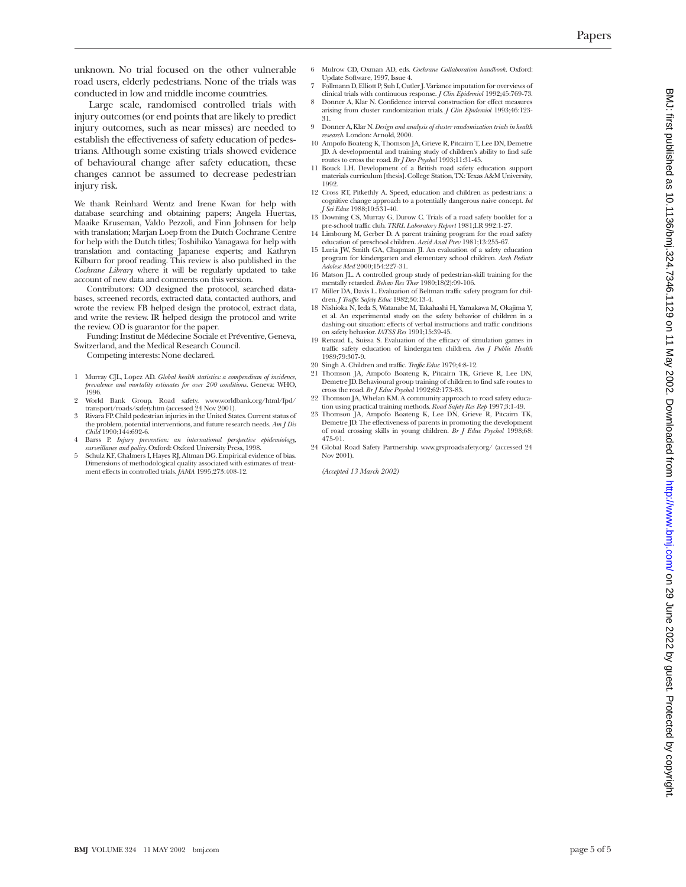unknown. No trial focused on the other vulnerable road users, elderly pedestrians. None of the trials was conducted in low and middle income countries.

Large scale, randomised controlled trials with injury outcomes (or end points that are likely to predict injury outcomes, such as near misses) are needed to establish the effectiveness of safety education of pedestrians. Although some existing trials showed evidence of behavioural change after safety education, these changes cannot be assumed to decrease pedestrian injury risk.

We thank Reinhard Wentz and Irene Kwan for help with database searching and obtaining papers; Angela Huertas, Maaike Kruseman, Valdo Pezzoli, and Finn Johnsen for help with translation; Marjan Loep from the Dutch Cochrane Centre for help with the Dutch titles; Toshihiko Yanagawa for help with translation and contacting Japanese experts; and Kathryn Kilburn for proof reading. This review is also published in the *Cochrane Library* where it will be regularly updated to take account of new data and comments on this version.

Contributors: OD designed the protocol, searched databases, screened records, extracted data, contacted authors, and wrote the review. FB helped design the protocol, extract data, and write the review. IR helped design the protocol and write the review. OD is guarantor for the paper.

Funding: Institut de Médecine Sociale et Préventive, Geneva, Switzerland, and the Medical Research Council.

Competing interests: None declared.

1. Murray CJL, Lopez AD. *Global health statistics: a compendium of incidence, prevalence and mortality estimates for over 200 conditions*. Geneva: WHO, 1996.
2. World Bank Group. Road safety. www.worldbank.org/html/fpd/transport/roads/safety.htm (accessed 24 Nov 2001).
3. Rivara FP. Child pedestrian injuries in the United States. Current status of the problem, potential interventions, and future research needs. *Am J Dis Child* 1990;144:692-6.
4. Barss P. *Injury prevention: an international perspective epidemiology, surveillance and policy*. Oxford: Oxford University Press, 1998.
5. Schulz KF, Chalmers I, Hayes RJ, Altman DG. Empirical evidence of bias. Dimensions of methodological quality associated with estimates of treatment effects in controlled trials. *JAMA* 1995;273:408-12.
6. Mulrow CD, Oxman AD, eds. *Cochrane Collaboration handbook*. Oxford: Update Software, 1997, Issue 4.
7. Follmann D, Elliott P, Suh I, Cutler J. Variance imputation for overviews of clinical trials with continuous response. *J Clin Epidemiol* 1992;45:769-73.
8. Donner A, Klar N. Confidence interval construction for effect measures arising from cluster randomization trials. *J Clin Epidemiol* 1993;46:123-31.
9. Donner A, Klar N. *Design and analysis of cluster randomization trials in health research*. London: Arnold, 2000.
10. Ampofo Boateng K, Thomson JA, Grieve R, Pitcairn T, Lee DN, Demetre JD. A developmental and training study of children's ability to find safe routes to cross the road. *Br J Dev Psychol* 1993;11:31-45.
11. Bouck LH. Development of a British road safety education support materials curriculum [thesis]. College Station, TX: Texas A&M University, 1992.
12. Cross RT, Pitkethly A. Speed, education and children as pedestrians: a cognitive change approach to a potentially dangerous naive concept. *Int J Sci Educ* 1988;10:531-40.
13. Downing CS, Murray G, Durow C. Trials of a road safety booklet for a pre-school traffic club. *TRRL Laboratory Report* 1981;LR 992:1-27.
14. Limbourg M, Gerber D. A parent training program for the road safety education of preschool children. *Accid Anal Prev* 1981;13:255-67.
15. Luria JW, Smith GA, Chapman JI. An evaluation of a safety education program for kindergarten and elementary school children. *Arch Pediatr Adolesc Med* 2000;154:227-31.
16. Matson JL. A controlled group study of pedestrian-skill training for the mentally retarded. *Behav Res Ther* 1980;18(2):99-106.
17. Miller DA, Davis L. Evaluation of Beltman traffic safety program for children. *J Traffic Safety Educ* 1982;30:13-4.
18. Nishioka N, Ieda S, Watanabe M, Takahashi H, Yamakawa M, Okajima Y, et al. An experimental study on the safety behavior of children in a dashing-out situation: effects of verbal instructions and traffic conditions on safety behavior. *IATSS Res* 1991;15:39-45.
19. Renaud L, Suissa S. Evaluation of the efficacy of simulation games in traffic safety education of kindergarten children. *Am J Public Health* 1989;79:307-9.
20. Singh A. Children and traffic. *Traffic Educ* 1979;4:8-12.
21. Thomson JA, Ampofo Boateng K, Pitcairn TK, Grieve R, Lee DN, Demetre JD. Behavioural group training of children to find safe routes to cross the road. *Br J Educ Psychol* 1992;62:173-83.
22. Thomson JA, Whelan KM. A community approach to road safety education using practical training methods. *Road Safety Res Rep* 1997;3:1-49.
23. Thomson JA, Ampofo Boateng K, Lee DN, Grieve R, Pitcairn TK, Demetre JD. The effectiveness of parents in promoting the development of road crossing skills in young children. *Br J Educ Psychol* 1998;68:475-91.
24. Global Road Safety Partnership. www.grsproadsafety.org/ (accessed 24 Nov 2001).

*(Accepted 13 March 2002)*